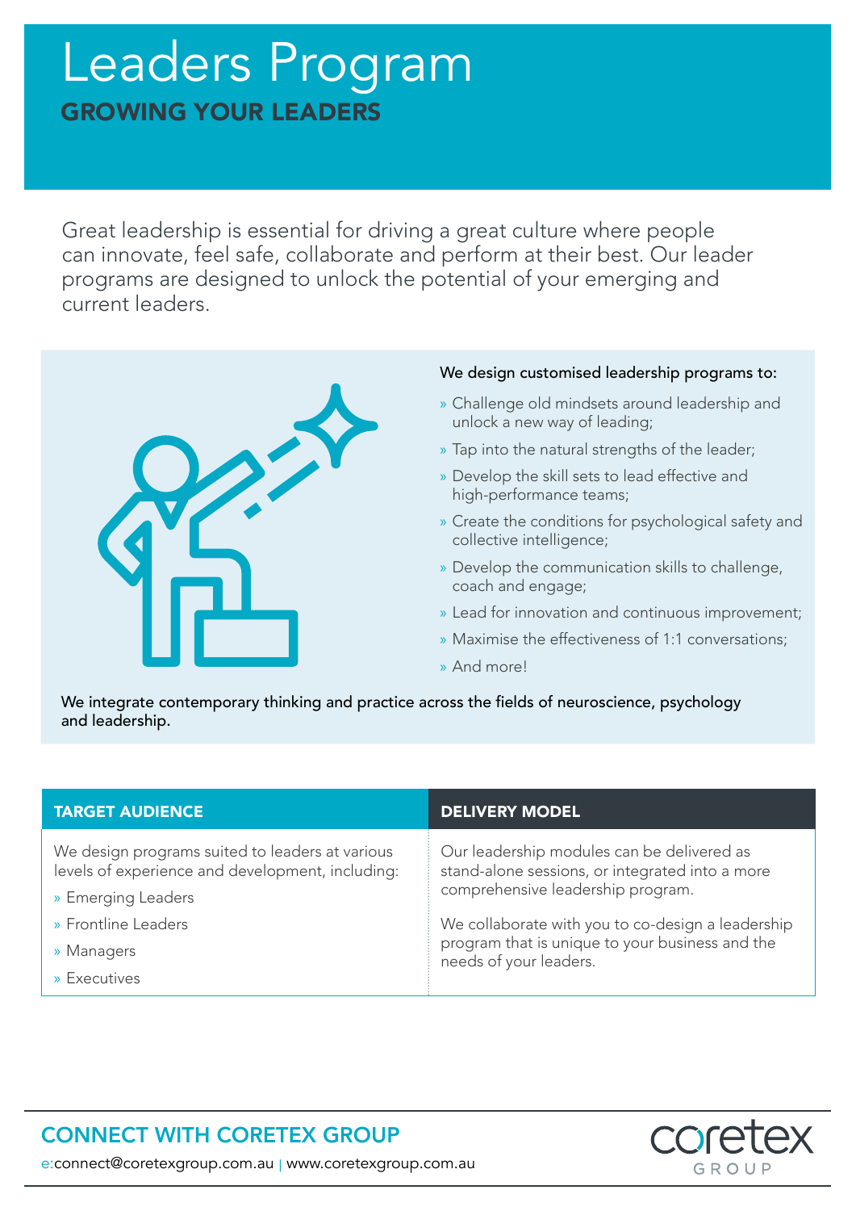# Leaders Program

## GROWING YOUR LEADERS

Great leadership is essential for driving a great culture where people can innovate, feel safe, collaborate and perform at their best. Our leader programs are designed to unlock the potential of your emerging and current leaders.

We design customised leadership programs to:

- Challenge old mindsets around leadership and unlock a new way of leading;
- Tap into the natural strengths of the leader;
- Develop the skill sets to lead effective and high-performance teams;
- Create the conditions for psychological safety and collective intelligence;
- Develop the communication skills to challenge, coach and engage;
- Lead for innovation and continuous improvement;
- Maximise the effectiveness of 1:1 conversations;
- And more!

We integrate contemporary thinking and practice across the fields of neuroscience, psychology and leadership.

### TARGET AUDIENCE

We design programs suited to leaders at various levels of experience and development, including:

- Emerging Leaders
- Frontline Leaders
- Managers
- Executives

### DELIVERY MODEL

Our leadership modules can be delivered as stand-alone sessions, or integrated into a more comprehensive leadership program.

We collaborate with you to co-design a leadership program that is unique to your business and the needs of your leaders.

## CONNECT WITH CORETEX GROUP

e:connect@coretexgroup.com.au | www.coretexgroup.com.au

coretex GROUP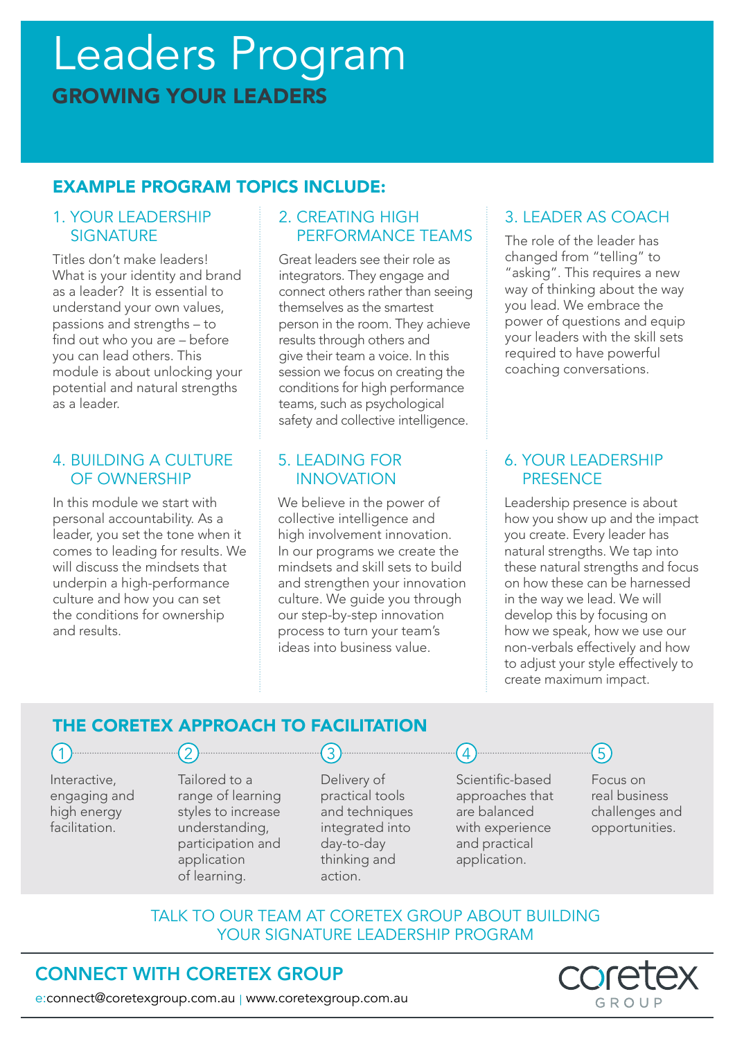# Leaders Program

## GROWING YOUR LEADERS

## EXAMPLE PROGRAM TOPICS INCLUDE:

### 1. YOUR LEADERSHIP SIGNATURE

Titles don't make leaders! What is your identity and brand as a leader? It is essential to understand your own values, passions and strengths – to find out who you are – before you can lead others. This module is about unlocking your potential and natural strengths as a leader.

### 2. CREATING HIGH PERFORMANCE TEAMS

Great leaders see their role as integrators. They engage and connect others rather than seeing themselves as the smartest person in the room. They achieve results through others and give their team a voice. In this session we focus on creating the conditions for high performance teams, such as psychological safety and collective intelligence.

### 3. LEADER AS COACH

The role of the leader has changed from "telling" to "asking". This requires a new way of thinking about the way you lead. We embrace the power of questions and equip your leaders with the skill sets required to have powerful coaching conversations.

### 4. BUILDING A CULTURE OF OWNERSHIP

In this module we start with personal accountability. As a leader, you set the tone when it comes to leading for results. We will discuss the mindsets that underpin a high-performance culture and how you can set the conditions for ownership and results.

### 5. LEADING FOR INNOVATION

We believe in the power of collective intelligence and high involvement innovation. In our programs we create the mindsets and skill sets to build and strengthen your innovation culture. We guide you through our step-by-step innovation process to turn your team's ideas into business value.

### 6. YOUR LEADERSHIP PRESENCE

Leadership presence is about how you show up and the impact you create. Every leader has natural strengths. We tap into these natural strengths and focus on how these can be harnessed in the way we lead. We will develop this by focusing on how we speak, how we use our non-verbals effectively and how to adjust your style effectively to create maximum impact.

## THE CORETEX APPROACH TO FACILITATION

1. Interactive, engaging and high energy facilitation.
2. Tailored to a range of learning styles to increase understanding, participation and application of learning.
3. Delivery of practical tools and techniques integrated into day-to-day thinking and action.
4. Scientific-based approaches that are balanced with experience and practical application.
5. Focus on real business challenges and opportunities.

TALK TO OUR TEAM AT CORETEX GROUP ABOUT BUILDING YOUR SIGNATURE LEADERSHIP PROGRAM

## CONNECT WITH CORETEX GROUP

e:connect@coretexgroup.com.au | www.coretexgroup.com.au

coretex GROUP